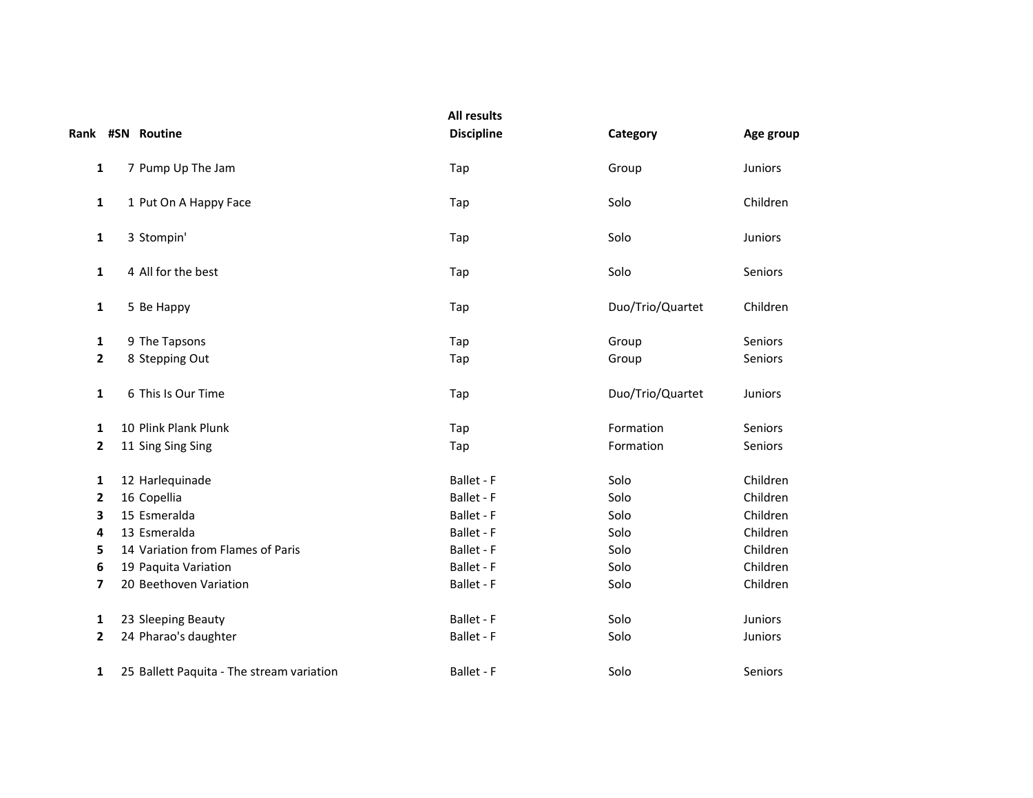# All results

| Rank | #SN | Routine | Discipline | Category | Age group |
|---|---|---|---|---|---|
| **1** | 7 | Pump Up The Jam | Tap | Group | Juniors |
| **1** | 1 | Put On A Happy Face | Tap | Solo | Children |
| **1** | 3 | Stompin' | Tap | Solo | Juniors |
| **1** | 4 | All for the best | Tap | Solo | Seniors |
| **1** | 5 | Be Happy | Tap | Duo/Trio/Quartet | Children |
| **1** | 9 | The Tapsons | Tap | Group | Seniors |
| **2** | 8 | Stepping Out | Tap | Group | Seniors |
| **1** | 6 | This Is Our Time | Tap | Duo/Trio/Quartet | Juniors |
| **1** | 10 | Plink Plank Plunk | Tap | Formation | Seniors |
| **2** | 11 | Sing Sing Sing | Tap | Formation | Seniors |
| **1** | 12 | Harlequinade | Ballet - F | Solo | Children |
| **2** | 16 | Copellia | Ballet - F | Solo | Children |
| **3** | 15 | Esmeralda | Ballet - F | Solo | Children |
| **4** | 13 | Esmeralda | Ballet - F | Solo | Children |
| **5** | 14 | Variation from Flames of Paris | Ballet - F | Solo | Children |
| **6** | 19 | Paquita Variation | Ballet - F | Solo | Children |
| **7** | 20 | Beethoven Variation | Ballet - F | Solo | Children |
| **1** | 23 | Sleeping Beauty | Ballet - F | Solo | Juniors |
| **2** | 24 | Pharao's daughter | Ballet - F | Solo | Juniors |
| **1** | 25 | Ballett Paquita - The stream variation | Ballet - F | Solo | Seniors |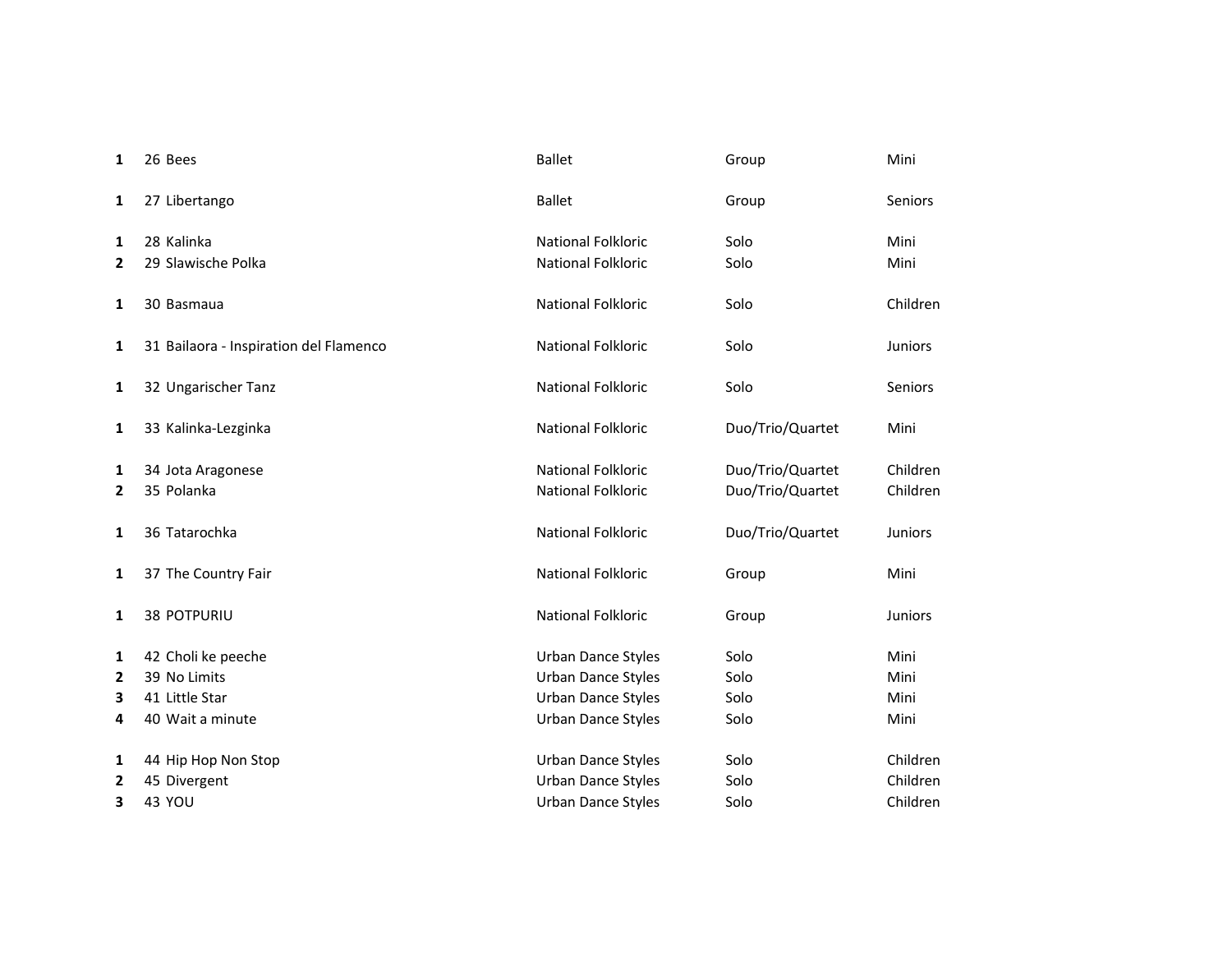| Place | No. | Title | Style | Category | Age Group |
|---|---|---|---|---|---|
| **1** | 26 | Bees | Ballet | Group | Mini |
| | | | | | |
| **1** | 27 | Libertango | Ballet | Group | Seniors |
| | | | | | |
| **1** | 28 | Kalinka | National Folkloric | Solo | Mini |
| **2** | 29 | Slawische Polka | National Folkloric | Solo | Mini |
| | | | | | |
| **1** | 30 | Basmaua | National Folkloric | Solo | Children |
| | | | | | |
| **1** | 31 | Bailaora - Inspiration del Flamenco | National Folkloric | Solo | Juniors |
| | | | | | |
| **1** | 32 | Ungarischer Tanz | National Folkloric | Solo | Seniors |
| | | | | | |
| **1** | 33 | Kalinka-Lezginka | National Folkloric | Duo/Trio/Quartet | Mini |
| | | | | | |
| **1** | 34 | Jota Aragonese | National Folkloric | Duo/Trio/Quartet | Children |
| **2** | 35 | Polanka | National Folkloric | Duo/Trio/Quartet | Children |
| | | | | | |
| **1** | 36 | Tatarochka | National Folkloric | Duo/Trio/Quartet | Juniors |
| | | | | | |
| **1** | 37 | The Country Fair | National Folkloric | Group | Mini |
| | | | | | |
| **1** | 38 | POTPURIU | National Folkloric | Group | Juniors |
| | | | | | |
| **1** | 42 | Choli ke peeche | Urban Dance Styles | Solo | Mini |
| **2** | 39 | No Limits | Urban Dance Styles | Solo | Mini |
| **3** | 41 | Little Star | Urban Dance Styles | Solo | Mini |
| **4** | 40 | Wait a minute | Urban Dance Styles | Solo | Mini |
| | | | | | |
| **1** | 44 | Hip Hop Non Stop | Urban Dance Styles | Solo | Children |
| **2** | 45 | Divergent | Urban Dance Styles | Solo | Children |
| **3** | 43 | YOU | Urban Dance Styles | Solo | Children |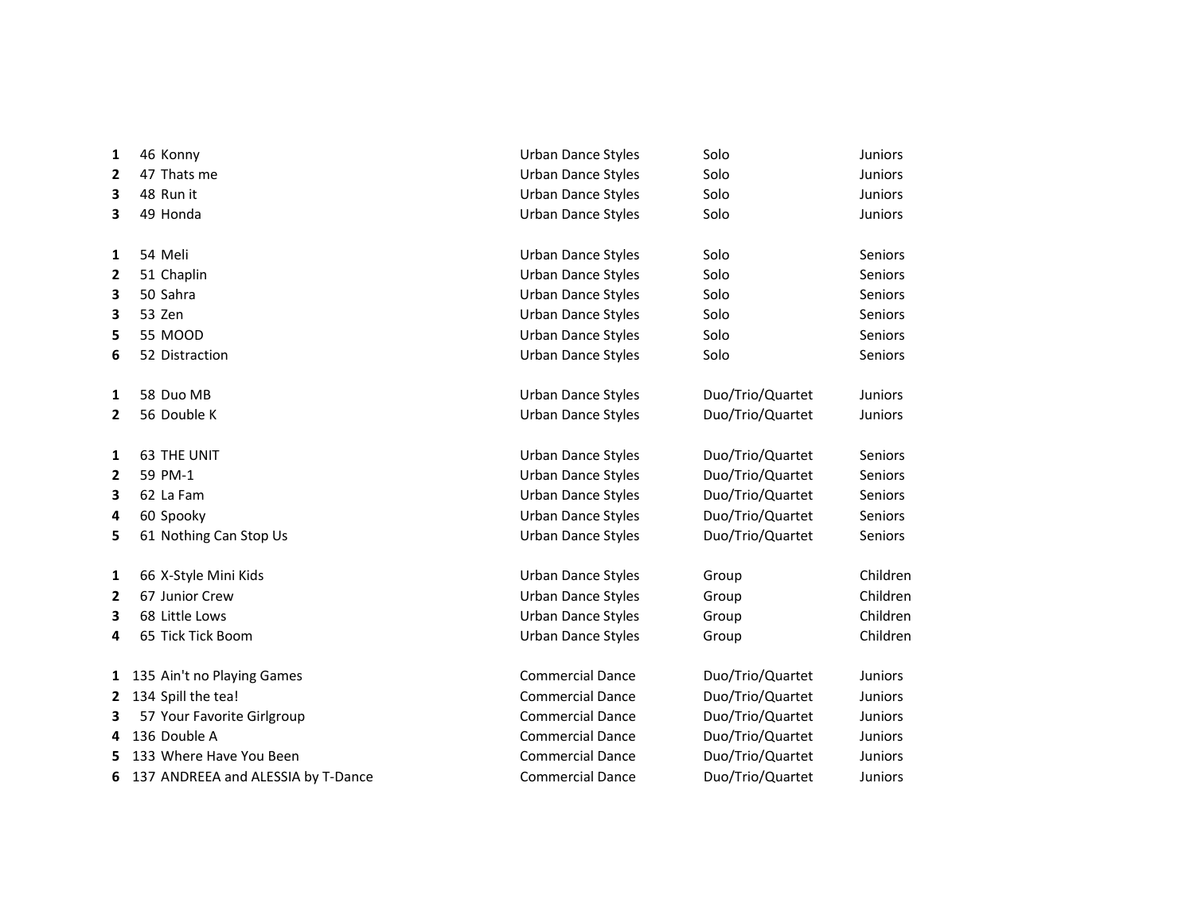| Place | No. | Name | Discipline | Category | Age Group |
|---|---|---|---|---|---|
| **1** | 46 | Konny | Urban Dance Styles | Solo | Juniors |
| **2** | 47 | Thats me | Urban Dance Styles | Solo | Juniors |
| **3** | 48 | Run it | Urban Dance Styles | Solo | Juniors |
| **3** | 49 | Honda | Urban Dance Styles | Solo | Juniors |
| | | | | | |
| **1** | 54 | Meli | Urban Dance Styles | Solo | Seniors |
| **2** | 51 | Chaplin | Urban Dance Styles | Solo | Seniors |
| **3** | 50 | Sahra | Urban Dance Styles | Solo | Seniors |
| **3** | 53 | Zen | Urban Dance Styles | Solo | Seniors |
| **5** | 55 | MOOD | Urban Dance Styles | Solo | Seniors |
| **6** | 52 | Distraction | Urban Dance Styles | Solo | Seniors |
| | | | | | |
| **1** | 58 | Duo MB | Urban Dance Styles | Duo/Trio/Quartet | Juniors |
| **2** | 56 | Double K | Urban Dance Styles | Duo/Trio/Quartet | Juniors |
| | | | | | |
| **1** | 63 | THE UNIT | Urban Dance Styles | Duo/Trio/Quartet | Seniors |
| **2** | 59 | PM-1 | Urban Dance Styles | Duo/Trio/Quartet | Seniors |
| **3** | 62 | La Fam | Urban Dance Styles | Duo/Trio/Quartet | Seniors |
| **4** | 60 | Spooky | Urban Dance Styles | Duo/Trio/Quartet | Seniors |
| **5** | 61 | Nothing Can Stop Us | Urban Dance Styles | Duo/Trio/Quartet | Seniors |
| | | | | | |
| **1** | 66 | X-Style Mini Kids | Urban Dance Styles | Group | Children |
| **2** | 67 | Junior Crew | Urban Dance Styles | Group | Children |
| **3** | 68 | Little Lows | Urban Dance Styles | Group | Children |
| **4** | 65 | Tick Tick Boom | Urban Dance Styles | Group | Children |
| | | | | | |
| **1** | 135 | Ain't no Playing Games | Commercial Dance | Duo/Trio/Quartet | Juniors |
| **2** | 134 | Spill the tea! | Commercial Dance | Duo/Trio/Quartet | Juniors |
| **3** | 57 | Your Favorite Girlgroup | Commercial Dance | Duo/Trio/Quartet | Juniors |
| **4** | 136 | Double A | Commercial Dance | Duo/Trio/Quartet | Juniors |
| **5** | 133 | Where Have You Been | Commercial Dance | Duo/Trio/Quartet | Juniors |
| **6** | 137 | ANDREEA and ALESSIA by T-Dance | Commercial Dance | Duo/Trio/Quartet | Juniors |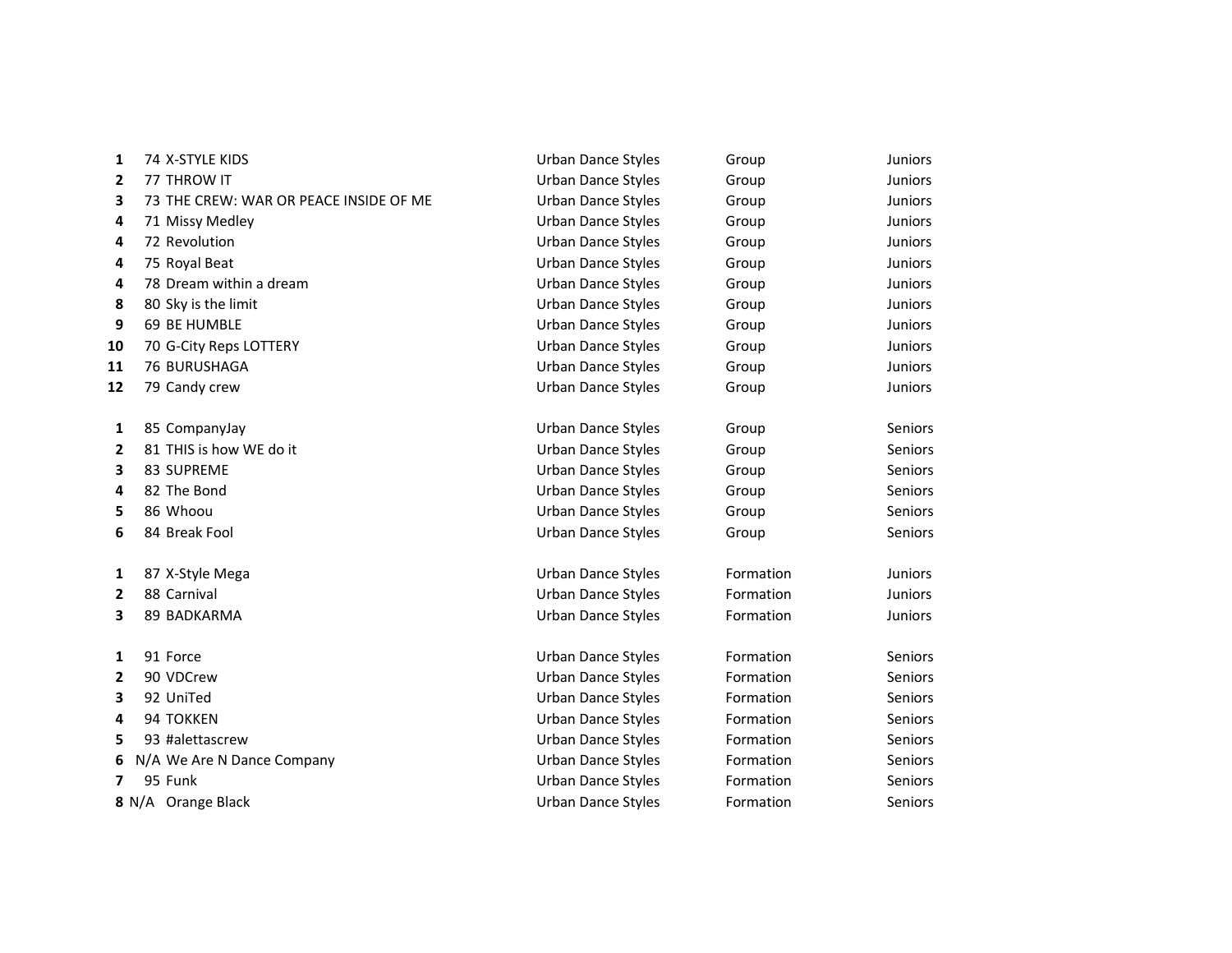| | | | | | |
|---|---|---|---|---|---|
| **1** | 74 | X-STYLE KIDS | Urban Dance Styles | Group | Juniors |
| **2** | 77 | THROW IT | Urban Dance Styles | Group | Juniors |
| **3** | 73 | THE CREW: WAR OR PEACE INSIDE OF ME | Urban Dance Styles | Group | Juniors |
| **4** | 71 | Missy Medley | Urban Dance Styles | Group | Juniors |
| **4** | 72 | Revolution | Urban Dance Styles | Group | Juniors |
| **4** | 75 | Royal Beat | Urban Dance Styles | Group | Juniors |
| **4** | 78 | Dream within a dream | Urban Dance Styles | Group | Juniors |
| **8** | 80 | Sky is the limit | Urban Dance Styles | Group | Juniors |
| **9** | 69 | BE HUMBLE | Urban Dance Styles | Group | Juniors |
| **10** | 70 | G-City Reps LOTTERY | Urban Dance Styles | Group | Juniors |
| **11** | 76 | BURUSHAGA | Urban Dance Styles | Group | Juniors |
| **12** | 79 | Candy crew | Urban Dance Styles | Group | Juniors |
| | | | | | |
| **1** | 85 | CompanyJay | Urban Dance Styles | Group | Seniors |
| **2** | 81 | THIS is how WE do it | Urban Dance Styles | Group | Seniors |
| **3** | 83 | SUPREME | Urban Dance Styles | Group | Seniors |
| **4** | 82 | The Bond | Urban Dance Styles | Group | Seniors |
| **5** | 86 | Whoou | Urban Dance Styles | Group | Seniors |
| **6** | 84 | Break Fool | Urban Dance Styles | Group | Seniors |
| | | | | | |
| **1** | 87 | X-Style Mega | Urban Dance Styles | Formation | Juniors |
| **2** | 88 | Carnival | Urban Dance Styles | Formation | Juniors |
| **3** | 89 | BADKARMA | Urban Dance Styles | Formation | Juniors |
| | | | | | |
| **1** | 91 | Force | Urban Dance Styles | Formation | Seniors |
| **2** | 90 | VDCrew | Urban Dance Styles | Formation | Seniors |
| **3** | 92 | UniTed | Urban Dance Styles | Formation | Seniors |
| **4** | 94 | TOKKEN | Urban Dance Styles | Formation | Seniors |
| **5** | 93 | #alettascrew | Urban Dance Styles | Formation | Seniors |
| **6** | N/A | We Are N Dance Company | Urban Dance Styles | Formation | Seniors |
| **7** | 95 | Funk | Urban Dance Styles | Formation | Seniors |
| **8** | N/A | Orange Black | Urban Dance Styles | Formation | Seniors |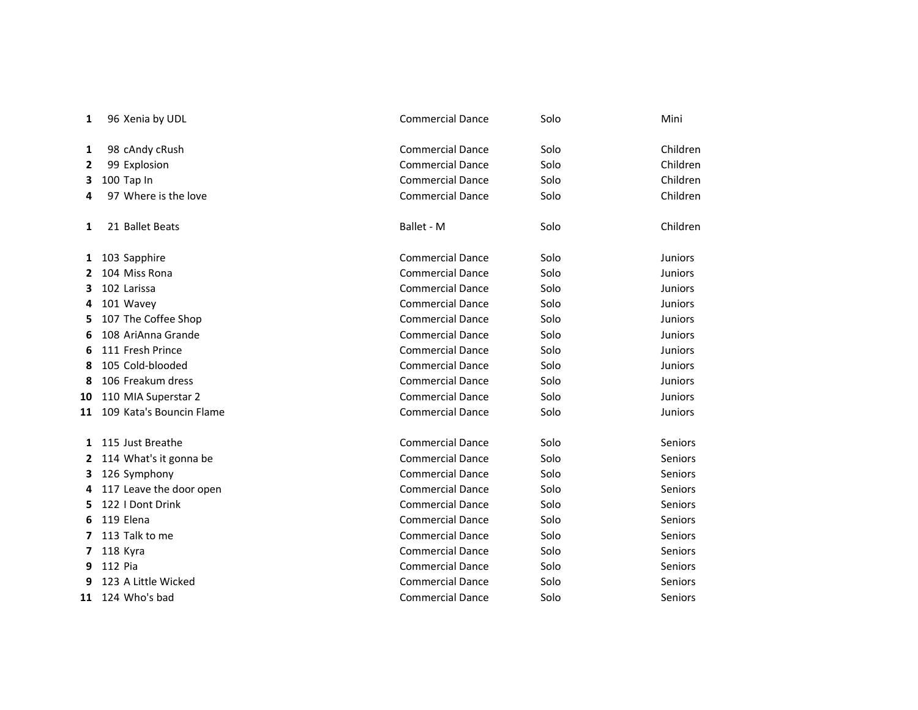| | | | | | |
|---|---|---|---|---|---|
| **1** | 96 | Xenia by UDL | Commercial Dance | Solo | Mini |
| | | | | | |
| **1** | 98 | cAndy cRush | Commercial Dance | Solo | Children |
| **2** | 99 | Explosion | Commercial Dance | Solo | Children |
| **3** | 100 | Tap In | Commercial Dance | Solo | Children |
| **4** | 97 | Where is the love | Commercial Dance | Solo | Children |
| | | | | | |
| **1** | 21 | Ballet Beats | Ballet - M | Solo | Children |
| | | | | | |
| **1** | 103 | Sapphire | Commercial Dance | Solo | Juniors |
| **2** | 104 | Miss Rona | Commercial Dance | Solo | Juniors |
| **3** | 102 | Larissa | Commercial Dance | Solo | Juniors |
| **4** | 101 | Wavey | Commercial Dance | Solo | Juniors |
| **5** | 107 | The Coffee Shop | Commercial Dance | Solo | Juniors |
| **6** | 108 | AriAnna Grande | Commercial Dance | Solo | Juniors |
| **6** | 111 | Fresh Prince | Commercial Dance | Solo | Juniors |
| **8** | 105 | Cold-blooded | Commercial Dance | Solo | Juniors |
| **8** | 106 | Freakum dress | Commercial Dance | Solo | Juniors |
| **10** | 110 | MIA Superstar 2 | Commercial Dance | Solo | Juniors |
| **11** | 109 | Kata's Bouncin Flame | Commercial Dance | Solo | Juniors |
| | | | | | |
| **1** | 115 | Just Breathe | Commercial Dance | Solo | Seniors |
| **2** | 114 | What's it gonna be | Commercial Dance | Solo | Seniors |
| **3** | 126 | Symphony | Commercial Dance | Solo | Seniors |
| **4** | 117 | Leave the door open | Commercial Dance | Solo | Seniors |
| **5** | 122 | I Dont Drink | Commercial Dance | Solo | Seniors |
| **6** | 119 | Elena | Commercial Dance | Solo | Seniors |
| **7** | 113 | Talk to me | Commercial Dance | Solo | Seniors |
| **7** | 118 | Kyra | Commercial Dance | Solo | Seniors |
| **9** | 112 | Pia | Commercial Dance | Solo | Seniors |
| **9** | 123 | A Little Wicked | Commercial Dance | Solo | Seniors |
| **11** | 124 | Who's bad | Commercial Dance | Solo | Seniors |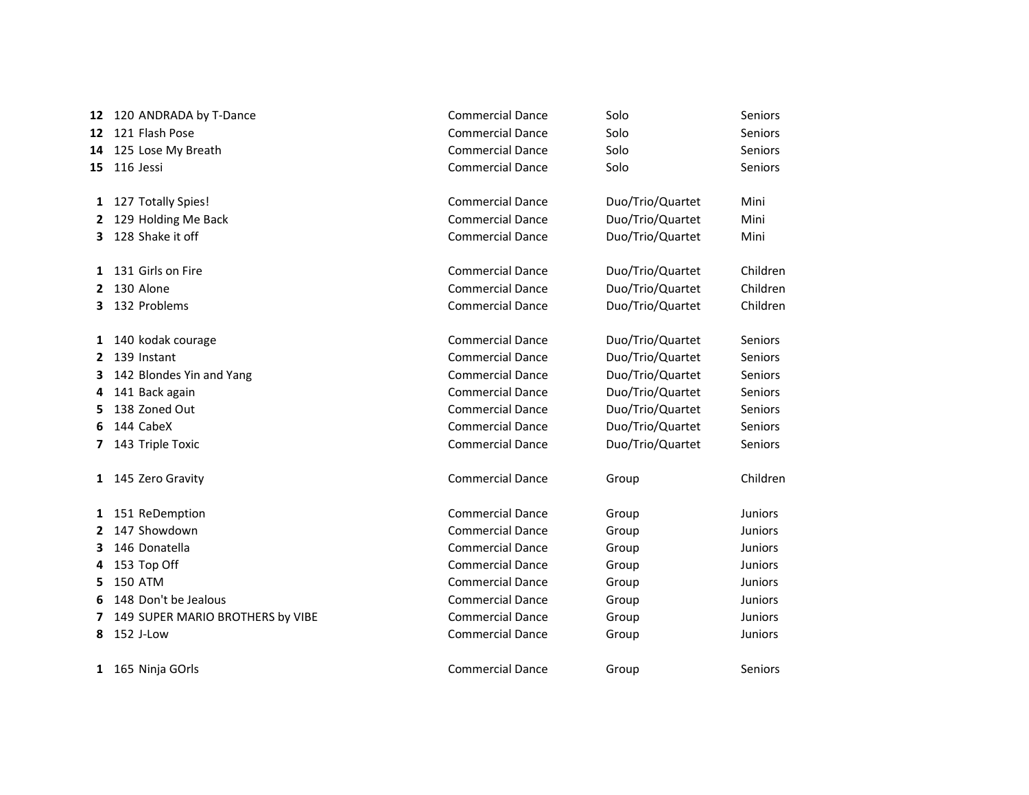| | | | | | |
|---|---|---|---|---|---|
| **12** | 120 | ANDRADA by T-Dance | Commercial Dance | Solo | Seniors |
| **12** | 121 | Flash Pose | Commercial Dance | Solo | Seniors |
| **14** | 125 | Lose My Breath | Commercial Dance | Solo | Seniors |
| **15** | 116 | Jessi | Commercial Dance | Solo | Seniors |
| | | | | | |
| **1** | 127 | Totally Spies! | Commercial Dance | Duo/Trio/Quartet | Mini |
| **2** | 129 | Holding Me Back | Commercial Dance | Duo/Trio/Quartet | Mini |
| **3** | 128 | Shake it off | Commercial Dance | Duo/Trio/Quartet | Mini |
| | | | | | |
| **1** | 131 | Girls on Fire | Commercial Dance | Duo/Trio/Quartet | Children |
| **2** | 130 | Alone | Commercial Dance | Duo/Trio/Quartet | Children |
| **3** | 132 | Problems | Commercial Dance | Duo/Trio/Quartet | Children |
| | | | | | |
| **1** | 140 | kodak courage | Commercial Dance | Duo/Trio/Quartet | Seniors |
| **2** | 139 | Instant | Commercial Dance | Duo/Trio/Quartet | Seniors |
| **3** | 142 | Blondes Yin and Yang | Commercial Dance | Duo/Trio/Quartet | Seniors |
| **4** | 141 | Back again | Commercial Dance | Duo/Trio/Quartet | Seniors |
| **5** | 138 | Zoned Out | Commercial Dance | Duo/Trio/Quartet | Seniors |
| **6** | 144 | CabeX | Commercial Dance | Duo/Trio/Quartet | Seniors |
| **7** | 143 | Triple Toxic | Commercial Dance | Duo/Trio/Quartet | Seniors |
| | | | | | |
| **1** | 145 | Zero Gravity | Commercial Dance | Group | Children |
| | | | | | |
| **1** | 151 | ReDemption | Commercial Dance | Group | Juniors |
| **2** | 147 | Showdown | Commercial Dance | Group | Juniors |
| **3** | 146 | Donatella | Commercial Dance | Group | Juniors |
| **4** | 153 | Top Off | Commercial Dance | Group | Juniors |
| **5** | 150 | ATM | Commercial Dance | Group | Juniors |
| **6** | 148 | Don't be Jealous | Commercial Dance | Group | Juniors |
| **7** | 149 | SUPER MARIO BROTHERS by VIBE | Commercial Dance | Group | Juniors |
| **8** | 152 | J-Low | Commercial Dance | Group | Juniors |
| | | | | | |
| **1** | 165 | Ninja GOrls | Commercial Dance | Group | Seniors |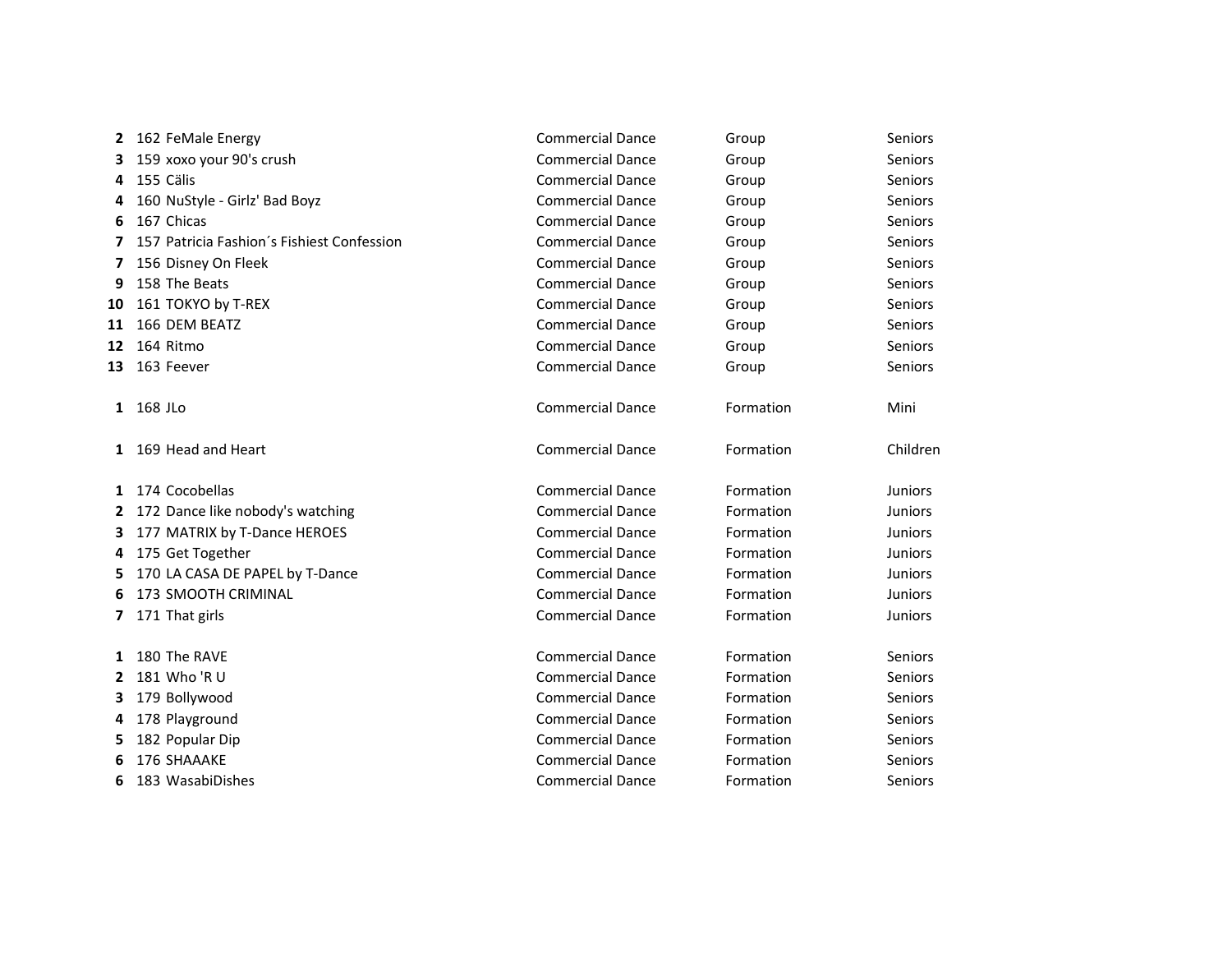| | | | | | |
|---|---|---|---|---|---|
| **2** | 162 | FeMale Energy | Commercial Dance | Group | Seniors |
| **3** | 159 | xoxo your 90's crush | Commercial Dance | Group | Seniors |
| **4** | 155 | Cälis | Commercial Dance | Group | Seniors |
| **4** | 160 | NuStyle - Girlz' Bad Boyz | Commercial Dance | Group | Seniors |
| **6** | 167 | Chicas | Commercial Dance | Group | Seniors |
| **7** | 157 | Patricia Fashion´s Fishiest Confession | Commercial Dance | Group | Seniors |
| **7** | 156 | Disney On Fleek | Commercial Dance | Group | Seniors |
| **9** | 158 | The Beats | Commercial Dance | Group | Seniors |
| **10** | 161 | TOKYO by T-REX | Commercial Dance | Group | Seniors |
| **11** | 166 | DEM BEATZ | Commercial Dance | Group | Seniors |
| **12** | 164 | Ritmo | Commercial Dance | Group | Seniors |
| **13** | 163 | Feever | Commercial Dance | Group | Seniors |
| | | | | | |
| **1** | 168 | JLo | Commercial Dance | Formation | Mini |
| | | | | | |
| **1** | 169 | Head and Heart | Commercial Dance | Formation | Children |
| | | | | | |
| **1** | 174 | Cocobellas | Commercial Dance | Formation | Juniors |
| **2** | 172 | Dance like nobody's watching | Commercial Dance | Formation | Juniors |
| **3** | 177 | MATRIX by T-Dance HEROES | Commercial Dance | Formation | Juniors |
| **4** | 175 | Get Together | Commercial Dance | Formation | Juniors |
| **5** | 170 | LA CASA DE PAPEL by T-Dance | Commercial Dance | Formation | Juniors |
| **6** | 173 | SMOOTH CRIMINAL | Commercial Dance | Formation | Juniors |
| **7** | 171 | That girls | Commercial Dance | Formation | Juniors |
| | | | | | |
| **1** | 180 | The RAVE | Commercial Dance | Formation | Seniors |
| **2** | 181 | Who 'R U | Commercial Dance | Formation | Seniors |
| **3** | 179 | Bollywood | Commercial Dance | Formation | Seniors |
| **4** | 178 | Playground | Commercial Dance | Formation | Seniors |
| **5** | 182 | Popular Dip | Commercial Dance | Formation | Seniors |
| **6** | 176 | SHAAAKE | Commercial Dance | Formation | Seniors |
| **6** | 183 | WasabiDishes | Commercial Dance | Formation | Seniors |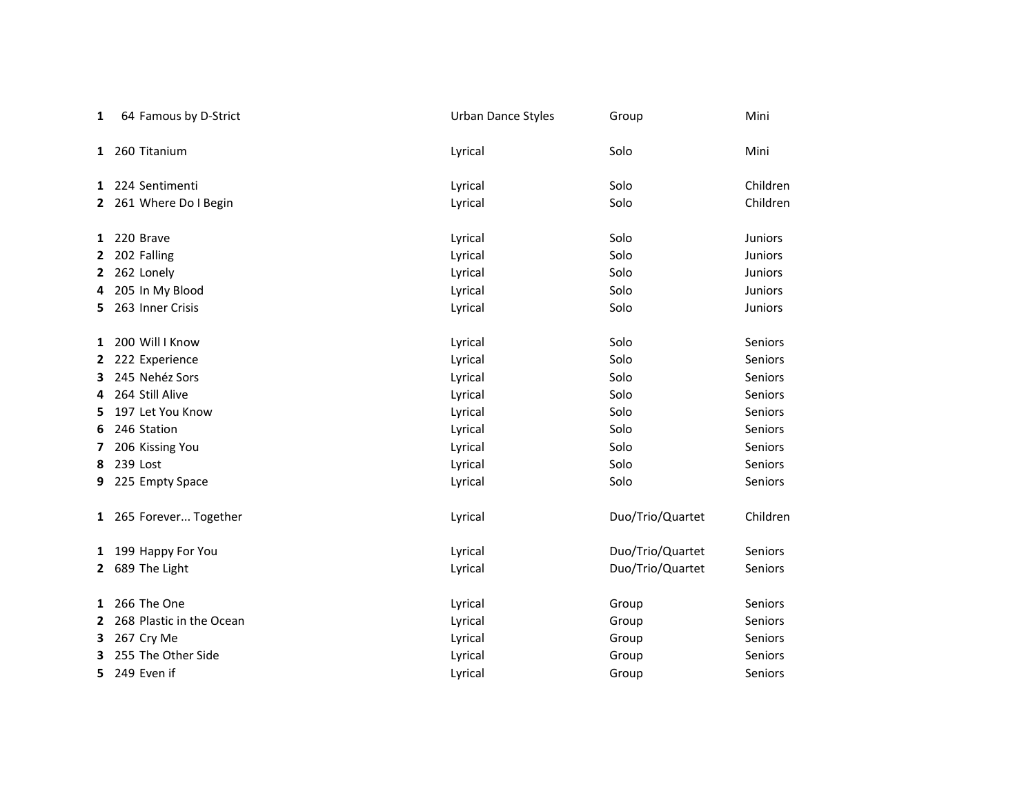| | | | | | |
|---|---|---|---|---|---|
| **1** | 64 | Famous by D-Strict | Urban Dance Styles | Group | Mini |
| | | | | | |
| **1** | 260 | Titanium | Lyrical | Solo | Mini |
| | | | | | |
| **1** | 224 | Sentimenti | Lyrical | Solo | Children |
| **2** | 261 | Where Do I Begin | Lyrical | Solo | Children |
| | | | | | |
| **1** | 220 | Brave | Lyrical | Solo | Juniors |
| **2** | 202 | Falling | Lyrical | Solo | Juniors |
| **2** | 262 | Lonely | Lyrical | Solo | Juniors |
| **4** | 205 | In My Blood | Lyrical | Solo | Juniors |
| **5** | 263 | Inner Crisis | Lyrical | Solo | Juniors |
| | | | | | |
| **1** | 200 | Will I Know | Lyrical | Solo | Seniors |
| **2** | 222 | Experience | Lyrical | Solo | Seniors |
| **3** | 245 | Nehéz Sors | Lyrical | Solo | Seniors |
| **4** | 264 | Still Alive | Lyrical | Solo | Seniors |
| **5** | 197 | Let You Know | Lyrical | Solo | Seniors |
| **6** | 246 | Station | Lyrical | Solo | Seniors |
| **7** | 206 | Kissing You | Lyrical | Solo | Seniors |
| **8** | 239 | Lost | Lyrical | Solo | Seniors |
| **9** | 225 | Empty Space | Lyrical | Solo | Seniors |
| | | | | | |
| **1** | 265 | Forever... Together | Lyrical | Duo/Trio/Quartet | Children |
| | | | | | |
| **1** | 199 | Happy For You | Lyrical | Duo/Trio/Quartet | Seniors |
| **2** | 689 | The Light | Lyrical | Duo/Trio/Quartet | Seniors |
| | | | | | |
| **1** | 266 | The One | Lyrical | Group | Seniors |
| **2** | 268 | Plastic in the Ocean | Lyrical | Group | Seniors |
| **3** | 267 | Cry Me | Lyrical | Group | Seniors |
| **3** | 255 | The Other Side | Lyrical | Group | Seniors |
| **5** | 249 | Even if | Lyrical | Group | Seniors |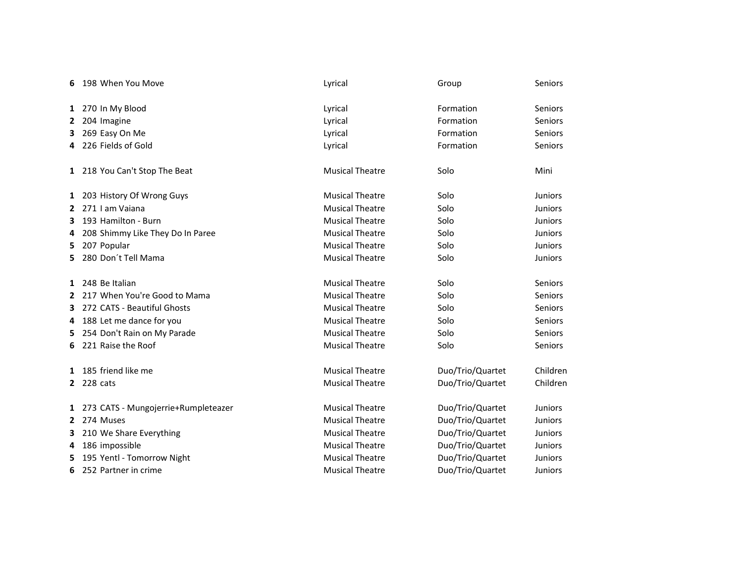| | | | | | |
|---|---|---|---|---|---|
| **6** | 198 | When You Move | Lyrical | Group | Seniors |
| | | | | | |
| **1** | 270 | In My Blood | Lyrical | Formation | Seniors |
| **2** | 204 | Imagine | Lyrical | Formation | Seniors |
| **3** | 269 | Easy On Me | Lyrical | Formation | Seniors |
| **4** | 226 | Fields of Gold | Lyrical | Formation | Seniors |
| | | | | | |
| **1** | 218 | You Can't Stop The Beat | Musical Theatre | Solo | Mini |
| | | | | | |
| **1** | 203 | History Of Wrong Guys | Musical Theatre | Solo | Juniors |
| **2** | 271 | I am Vaiana | Musical Theatre | Solo | Juniors |
| **3** | 193 | Hamilton - Burn | Musical Theatre | Solo | Juniors |
| **4** | 208 | Shimmy Like They Do In Paree | Musical Theatre | Solo | Juniors |
| **5** | 207 | Popular | Musical Theatre | Solo | Juniors |
| **5** | 280 | Don´t Tell Mama | Musical Theatre | Solo | Juniors |
| | | | | | |
| **1** | 248 | Be Italian | Musical Theatre | Solo | Seniors |
| **2** | 217 | When You're Good to Mama | Musical Theatre | Solo | Seniors |
| **3** | 272 | CATS - Beautiful Ghosts | Musical Theatre | Solo | Seniors |
| **4** | 188 | Let me dance for you | Musical Theatre | Solo | Seniors |
| **5** | 254 | Don't Rain on My Parade | Musical Theatre | Solo | Seniors |
| **6** | 221 | Raise the Roof | Musical Theatre | Solo | Seniors |
| | | | | | |
| **1** | 185 | friend like me | Musical Theatre | Duo/Trio/Quartet | Children |
| **2** | 228 | cats | Musical Theatre | Duo/Trio/Quartet | Children |
| | | | | | |
| **1** | 273 | CATS - Mungojerrie+Rumpleteazer | Musical Theatre | Duo/Trio/Quartet | Juniors |
| **2** | 274 | Muses | Musical Theatre | Duo/Trio/Quartet | Juniors |
| **3** | 210 | We Share Everything | Musical Theatre | Duo/Trio/Quartet | Juniors |
| **4** | 186 | impossible | Musical Theatre | Duo/Trio/Quartet | Juniors |
| **5** | 195 | Yentl - Tomorrow Night | Musical Theatre | Duo/Trio/Quartet | Juniors |
| **6** | 252 | Partner in crime | Musical Theatre | Duo/Trio/Quartet | Juniors |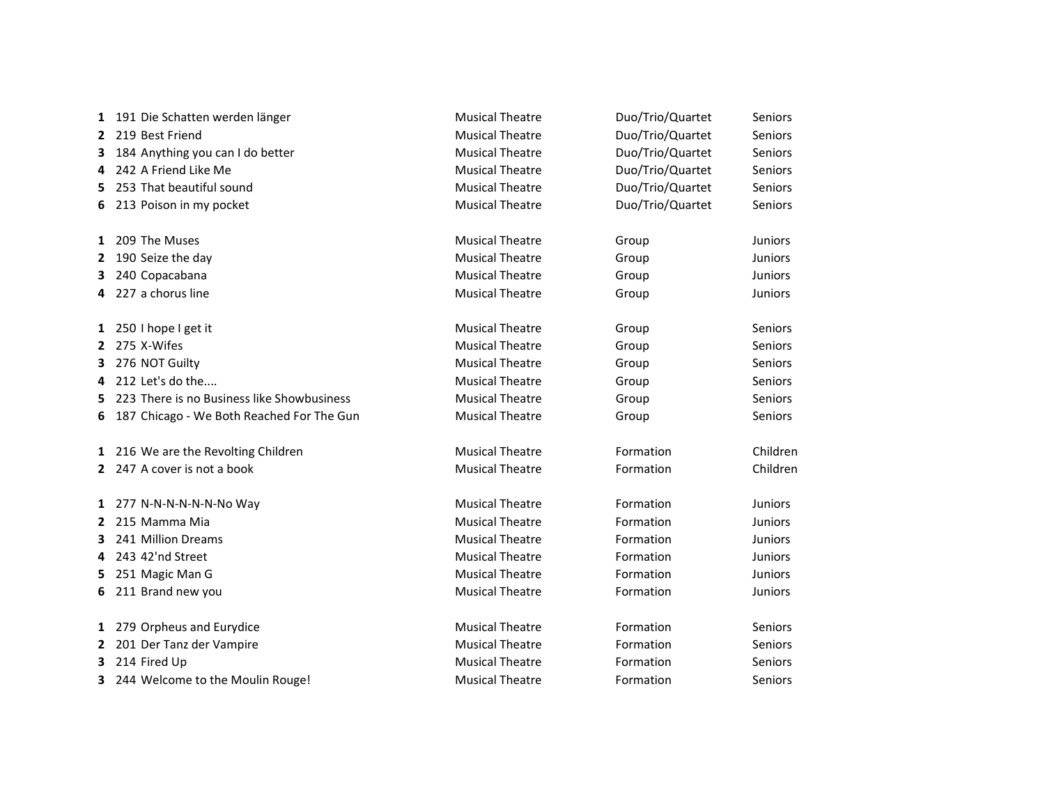| | | | | | |
|---|---|---|---|---|---|
| **1** | 191 | Die Schatten werden länger | Musical Theatre | Duo/Trio/Quartet | Seniors |
| **2** | 219 | Best Friend | Musical Theatre | Duo/Trio/Quartet | Seniors |
| **3** | 184 | Anything you can I do better | Musical Theatre | Duo/Trio/Quartet | Seniors |
| **4** | 242 | A Friend Like Me | Musical Theatre | Duo/Trio/Quartet | Seniors |
| **5** | 253 | That beautiful sound | Musical Theatre | Duo/Trio/Quartet | Seniors |
| **6** | 213 | Poison in my pocket | Musical Theatre | Duo/Trio/Quartet | Seniors |
| | | | | | |
| **1** | 209 | The Muses | Musical Theatre | Group | Juniors |
| **2** | 190 | Seize the day | Musical Theatre | Group | Juniors |
| **3** | 240 | Copacabana | Musical Theatre | Group | Juniors |
| **4** | 227 | a chorus line | Musical Theatre | Group | Juniors |
| | | | | | |
| **1** | 250 | I hope I get it | Musical Theatre | Group | Seniors |
| **2** | 275 | X-Wifes | Musical Theatre | Group | Seniors |
| **3** | 276 | NOT Guilty | Musical Theatre | Group | Seniors |
| **4** | 212 | Let's do the.... | Musical Theatre | Group | Seniors |
| **5** | 223 | There is no Business like Showbusiness | Musical Theatre | Group | Seniors |
| **6** | 187 | Chicago - We Both Reached For The Gun | Musical Theatre | Group | Seniors |
| | | | | | |
| **1** | 216 | We are the Revolting Children | Musical Theatre | Formation | Children |
| **2** | 247 | A cover is not a book | Musical Theatre | Formation | Children |
| | | | | | |
| **1** | 277 | N-N-N-N-N-No Way | Musical Theatre | Formation | Juniors |
| **2** | 215 | Mamma Mia | Musical Theatre | Formation | Juniors |
| **3** | 241 | Million Dreams | Musical Theatre | Formation | Juniors |
| **4** | 243 | 42'nd Street | Musical Theatre | Formation | Juniors |
| **5** | 251 | Magic Man G | Musical Theatre | Formation | Juniors |
| **6** | 211 | Brand new you | Musical Theatre | Formation | Juniors |
| | | | | | |
| **1** | 279 | Orpheus and Eurydice | Musical Theatre | Formation | Seniors |
| **2** | 201 | Der Tanz der Vampire | Musical Theatre | Formation | Seniors |
| **3** | 214 | Fired Up | Musical Theatre | Formation | Seniors |
| **3** | 244 | Welcome to the Moulin Rouge! | Musical Theatre | Formation | Seniors |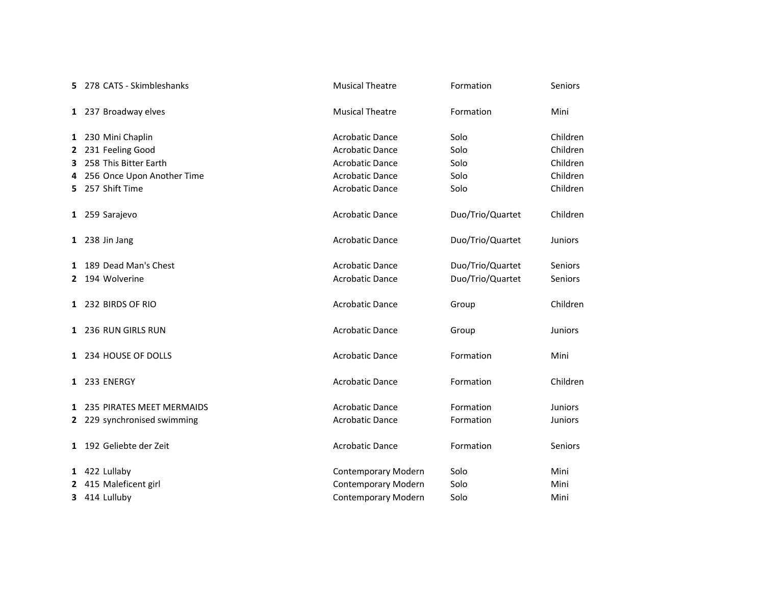| | | | | | |
|---|---|---|---|---|---|
| **5** | 278 | CATS - Skimbleshanks | Musical Theatre | Formation | Seniors |
| | | | | | |
| **1** | 237 | Broadway elves | Musical Theatre | Formation | Mini |
| | | | | | |
| **1** | 230 | Mini Chaplin | Acrobatic Dance | Solo | Children |
| **2** | 231 | Feeling Good | Acrobatic Dance | Solo | Children |
| **3** | 258 | This Bitter Earth | Acrobatic Dance | Solo | Children |
| **4** | 256 | Once Upon Another Time | Acrobatic Dance | Solo | Children |
| **5** | 257 | Shift Time | Acrobatic Dance | Solo | Children |
| | | | | | |
| **1** | 259 | Sarajevo | Acrobatic Dance | Duo/Trio/Quartet | Children |
| | | | | | |
| **1** | 238 | Jin Jang | Acrobatic Dance | Duo/Trio/Quartet | Juniors |
| | | | | | |
| **1** | 189 | Dead Man's Chest | Acrobatic Dance | Duo/Trio/Quartet | Seniors |
| **2** | 194 | Wolverine | Acrobatic Dance | Duo/Trio/Quartet | Seniors |
| | | | | | |
| **1** | 232 | BIRDS OF RIO | Acrobatic Dance | Group | Children |
| | | | | | |
| **1** | 236 | RUN GIRLS RUN | Acrobatic Dance | Group | Juniors |
| | | | | | |
| **1** | 234 | HOUSE OF DOLLS | Acrobatic Dance | Formation | Mini |
| | | | | | |
| **1** | 233 | ENERGY | Acrobatic Dance | Formation | Children |
| | | | | | |
| **1** | 235 | PIRATES MEET MERMAIDS | Acrobatic Dance | Formation | Juniors |
| **2** | 229 | synchronised swimming | Acrobatic Dance | Formation | Juniors |
| | | | | | |
| **1** | 192 | Geliebte der Zeit | Acrobatic Dance | Formation | Seniors |
| | | | | | |
| **1** | 422 | Lullaby | Contemporary Modern | Solo | Mini |
| **2** | 415 | Maleficent girl | Contemporary Modern | Solo | Mini |
| **3** | 414 | Lulluby | Contemporary Modern | Solo | Mini |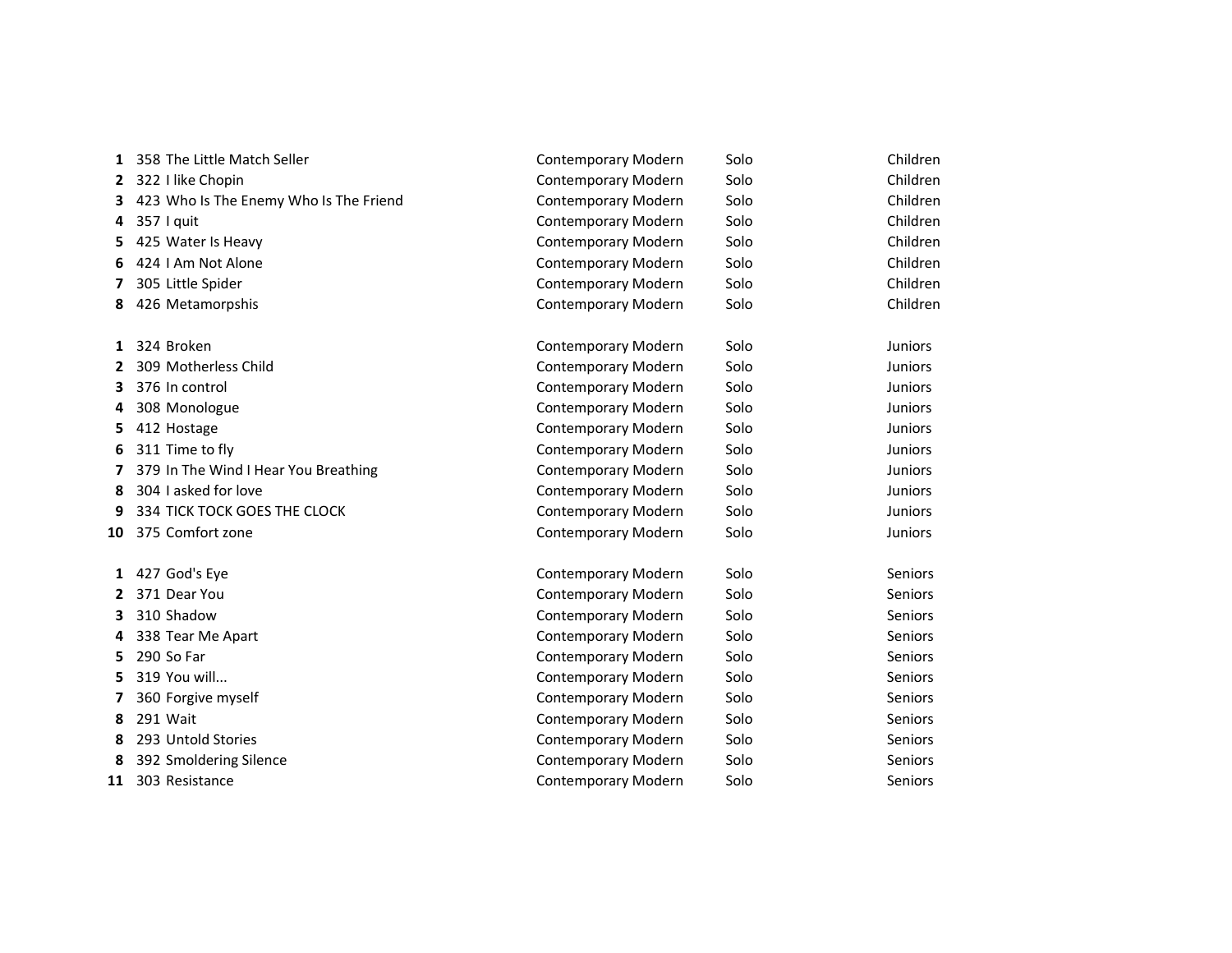| | | | | |
|---|---|---|---|---|
| **1** | 358 The Little Match Seller | Contemporary Modern | Solo | Children |
| **2** | 322 I like Chopin | Contemporary Modern | Solo | Children |
| **3** | 423 Who Is The Enemy Who Is The Friend | Contemporary Modern | Solo | Children |
| **4** | 357 I quit | Contemporary Modern | Solo | Children |
| **5** | 425 Water Is Heavy | Contemporary Modern | Solo | Children |
| **6** | 424 I Am Not Alone | Contemporary Modern | Solo | Children |
| **7** | 305 Little Spider | Contemporary Modern | Solo | Children |
| **8** | 426 Metamorpshis | Contemporary Modern | Solo | Children |
| | | | | |
| **1** | 324 Broken | Contemporary Modern | Solo | Juniors |
| **2** | 309 Motherless Child | Contemporary Modern | Solo | Juniors |
| **3** | 376 In control | Contemporary Modern | Solo | Juniors |
| **4** | 308 Monologue | Contemporary Modern | Solo | Juniors |
| **5** | 412 Hostage | Contemporary Modern | Solo | Juniors |
| **6** | 311 Time to fly | Contemporary Modern | Solo | Juniors |
| **7** | 379 In The Wind I Hear You Breathing | Contemporary Modern | Solo | Juniors |
| **8** | 304 I asked for love | Contemporary Modern | Solo | Juniors |
| **9** | 334 TICK TOCK GOES THE CLOCK | Contemporary Modern | Solo | Juniors |
| **10** | 375 Comfort zone | Contemporary Modern | Solo | Juniors |
| | | | | |
| **1** | 427 God's Eye | Contemporary Modern | Solo | Seniors |
| **2** | 371 Dear You | Contemporary Modern | Solo | Seniors |
| **3** | 310 Shadow | Contemporary Modern | Solo | Seniors |
| **4** | 338 Tear Me Apart | Contemporary Modern | Solo | Seniors |
| **5** | 290 So Far | Contemporary Modern | Solo | Seniors |
| **5** | 319 You will... | Contemporary Modern | Solo | Seniors |
| **7** | 360 Forgive myself | Contemporary Modern | Solo | Seniors |
| **8** | 291 Wait | Contemporary Modern | Solo | Seniors |
| **8** | 293 Untold Stories | Contemporary Modern | Solo | Seniors |
| **8** | 392 Smoldering Silence | Contemporary Modern | Solo | Seniors |
| **11** | 303 Resistance | Contemporary Modern | Solo | Seniors |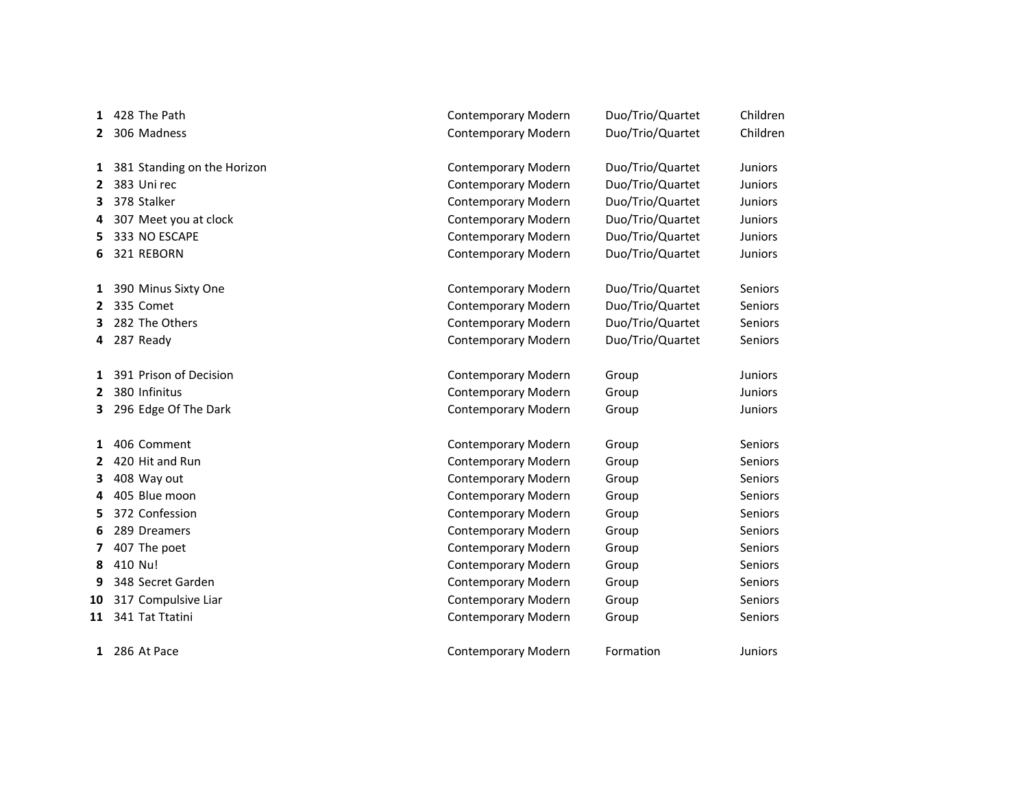| | | | | | |
|---|---|---|---|---|---|
| **1** | 428 | The Path | Contemporary Modern | Duo/Trio/Quartet | Children |
| **2** | 306 | Madness | Contemporary Modern | Duo/Trio/Quartet | Children |
| | | | | | |
| **1** | 381 | Standing on the Horizon | Contemporary Modern | Duo/Trio/Quartet | Juniors |
| **2** | 383 | Uni rec | Contemporary Modern | Duo/Trio/Quartet | Juniors |
| **3** | 378 | Stalker | Contemporary Modern | Duo/Trio/Quartet | Juniors |
| **4** | 307 | Meet you at clock | Contemporary Modern | Duo/Trio/Quartet | Juniors |
| **5** | 333 | NO ESCAPE | Contemporary Modern | Duo/Trio/Quartet | Juniors |
| **6** | 321 | REBORN | Contemporary Modern | Duo/Trio/Quartet | Juniors |
| | | | | | |
| **1** | 390 | Minus Sixty One | Contemporary Modern | Duo/Trio/Quartet | Seniors |
| **2** | 335 | Comet | Contemporary Modern | Duo/Trio/Quartet | Seniors |
| **3** | 282 | The Others | Contemporary Modern | Duo/Trio/Quartet | Seniors |
| **4** | 287 | Ready | Contemporary Modern | Duo/Trio/Quartet | Seniors |
| | | | | | |
| **1** | 391 | Prison of Decision | Contemporary Modern | Group | Juniors |
| **2** | 380 | Infinitus | Contemporary Modern | Group | Juniors |
| **3** | 296 | Edge Of The Dark | Contemporary Modern | Group | Juniors |
| | | | | | |
| **1** | 406 | Comment | Contemporary Modern | Group | Seniors |
| **2** | 420 | Hit and Run | Contemporary Modern | Group | Seniors |
| **3** | 408 | Way out | Contemporary Modern | Group | Seniors |
| **4** | 405 | Blue moon | Contemporary Modern | Group | Seniors |
| **5** | 372 | Confession | Contemporary Modern | Group | Seniors |
| **6** | 289 | Dreamers | Contemporary Modern | Group | Seniors |
| **7** | 407 | The poet | Contemporary Modern | Group | Seniors |
| **8** | 410 | Nu! | Contemporary Modern | Group | Seniors |
| **9** | 348 | Secret Garden | Contemporary Modern | Group | Seniors |
| **10** | 317 | Compulsive Liar | Contemporary Modern | Group | Seniors |
| **11** | 341 | Tat Ttatini | Contemporary Modern | Group | Seniors |
| | | | | | |
| **1** | 286 | At Pace | Contemporary Modern | Formation | Juniors |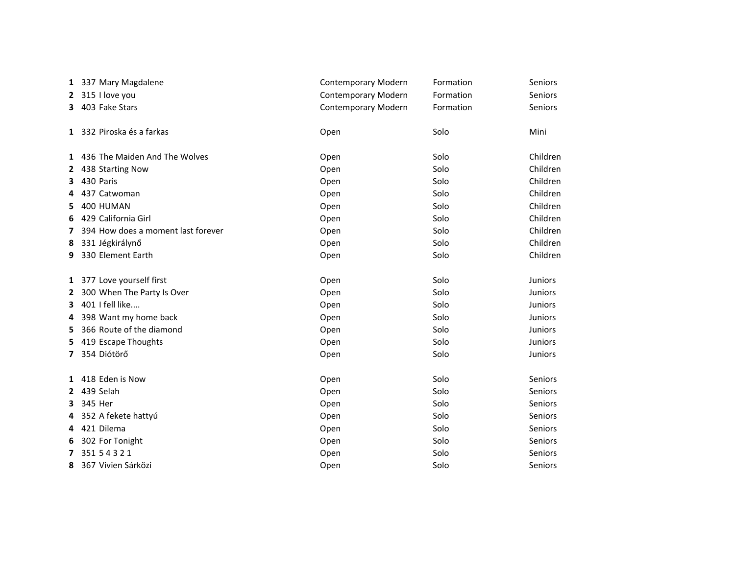| | | | | | |
|---|---|---|---|---|---|
| **1** | 337 | Mary Magdalene | Contemporary Modern | Formation | Seniors |
| **2** | 315 | I love you | Contemporary Modern | Formation | Seniors |
| **3** | 403 | Fake Stars | Contemporary Modern | Formation | Seniors |
| | | | | | |
| **1** | 332 | Piroska és a farkas | Open | Solo | Mini |
| | | | | | |
| **1** | 436 | The Maiden And The Wolves | Open | Solo | Children |
| **2** | 438 | Starting Now | Open | Solo | Children |
| **3** | 430 | Paris | Open | Solo | Children |
| **4** | 437 | Catwoman | Open | Solo | Children |
| **5** | 400 | HUMAN | Open | Solo | Children |
| **6** | 429 | California Girl | Open | Solo | Children |
| **7** | 394 | How does a moment last forever | Open | Solo | Children |
| **8** | 331 | Jégkirálynő | Open | Solo | Children |
| **9** | 330 | Element Earth | Open | Solo | Children |
| | | | | | |
| **1** | 377 | Love yourself first | Open | Solo | Juniors |
| **2** | 300 | When The Party Is Over | Open | Solo | Juniors |
| **3** | 401 | I fell like.... | Open | Solo | Juniors |
| **4** | 398 | Want my home back | Open | Solo | Juniors |
| **5** | 366 | Route of the diamond | Open | Solo | Juniors |
| **5** | 419 | Escape Thoughts | Open | Solo | Juniors |
| **7** | 354 | Diótörő | Open | Solo | Juniors |
| | | | | | |
| **1** | 418 | Eden is Now | Open | Solo | Seniors |
| **2** | 439 | Selah | Open | Solo | Seniors |
| **3** | 345 | Her | Open | Solo | Seniors |
| **4** | 352 | A fekete hattyú | Open | Solo | Seniors |
| **4** | 421 | Dilema | Open | Solo | Seniors |
| **6** | 302 | For Tonight | Open | Solo | Seniors |
| **7** | 351 | 5 4 3 2 1 | Open | Solo | Seniors |
| **8** | 367 | Vivien Sárközi | Open | Solo | Seniors |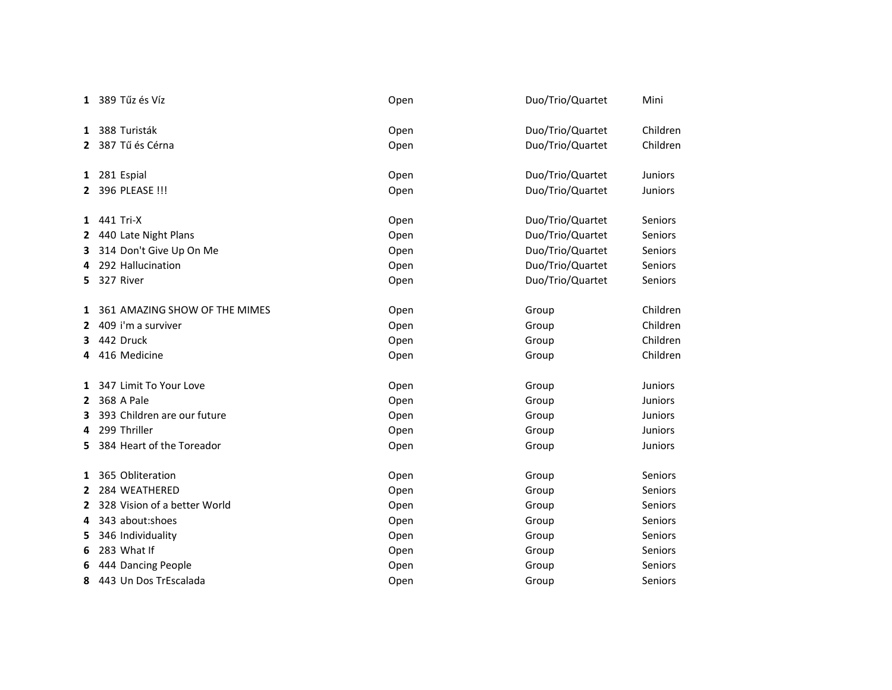| | | | | | |
|---|---|---|---|---|---|
| **1** | 389 | Tűz és Víz | Open | Duo/Trio/Quartet | Mini |
| | | | | | |
| **1** | 388 | Turisták | Open | Duo/Trio/Quartet | Children |
| **2** | 387 | Tű és Cérna | Open | Duo/Trio/Quartet | Children |
| | | | | | |
| **1** | 281 | Espial | Open | Duo/Trio/Quartet | Juniors |
| **2** | 396 | PLEASE !!! | Open | Duo/Trio/Quartet | Juniors |
| | | | | | |
| **1** | 441 | Tri-X | Open | Duo/Trio/Quartet | Seniors |
| **2** | 440 | Late Night Plans | Open | Duo/Trio/Quartet | Seniors |
| **3** | 314 | Don't Give Up On Me | Open | Duo/Trio/Quartet | Seniors |
| **4** | 292 | Hallucination | Open | Duo/Trio/Quartet | Seniors |
| **5** | 327 | River | Open | Duo/Trio/Quartet | Seniors |
| | | | | | |
| **1** | 361 | AMAZING SHOW OF THE MIMES | Open | Group | Children |
| **2** | 409 | i'm a surviver | Open | Group | Children |
| **3** | 442 | Druck | Open | Group | Children |
| **4** | 416 | Medicine | Open | Group | Children |
| | | | | | |
| **1** | 347 | Limit To Your Love | Open | Group | Juniors |
| **2** | 368 | A Pale | Open | Group | Juniors |
| **3** | 393 | Children are our future | Open | Group | Juniors |
| **4** | 299 | Thriller | Open | Group | Juniors |
| **5** | 384 | Heart of the Toreador | Open | Group | Juniors |
| | | | | | |
| **1** | 365 | Obliteration | Open | Group | Seniors |
| **2** | 284 | WEATHERED | Open | Group | Seniors |
| **2** | 328 | Vision of a better World | Open | Group | Seniors |
| **4** | 343 | about:shoes | Open | Group | Seniors |
| **5** | 346 | Individuality | Open | Group | Seniors |
| **6** | 283 | What If | Open | Group | Seniors |
| **6** | 444 | Dancing People | Open | Group | Seniors |
| **8** | 443 | Un Dos TrEscalada | Open | Group | Seniors |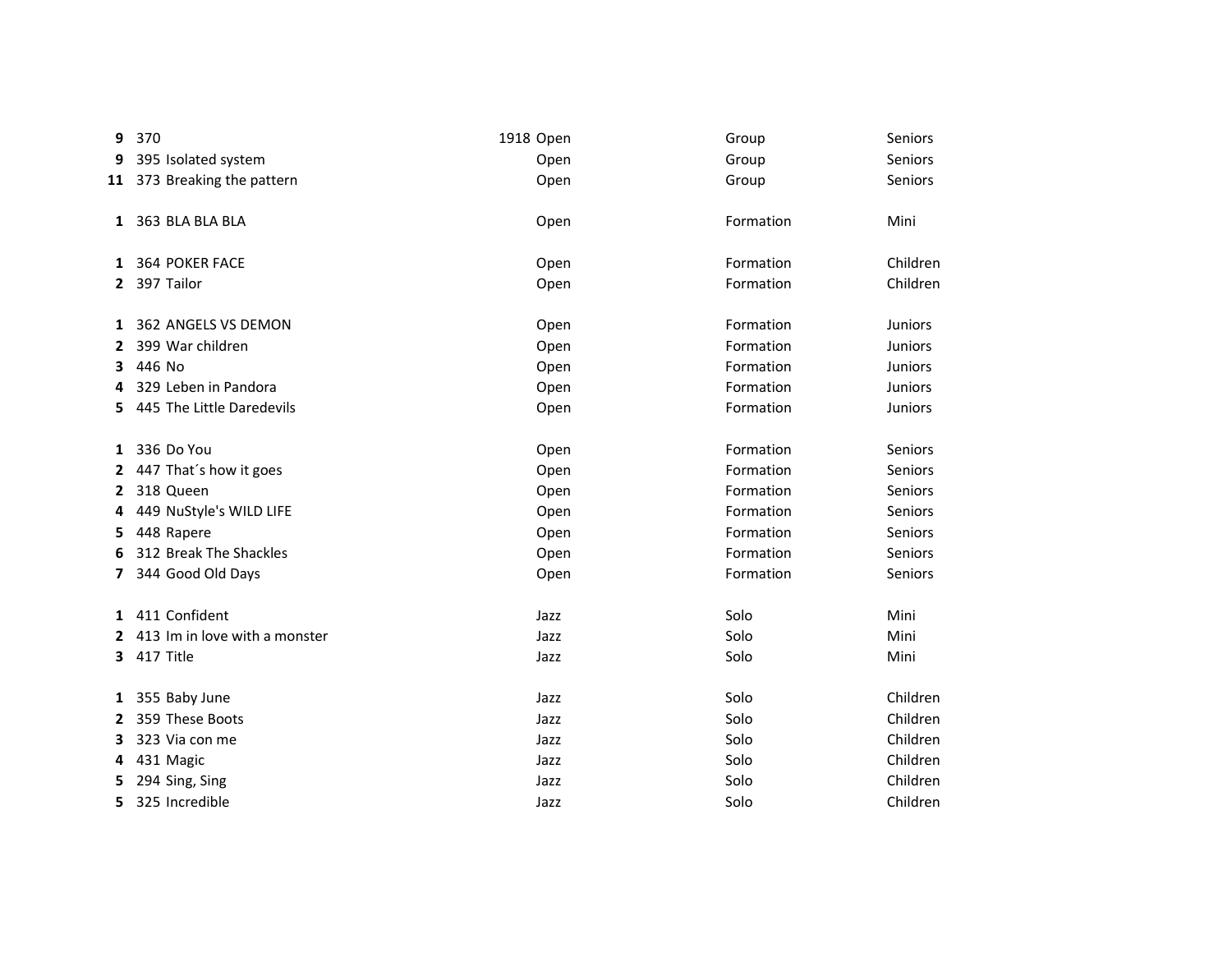| | | | | | |
|---|---|---|---|---|---|
| **9** | 370 | 1918 | Open | Group | Seniors |
| **9** | 395 | Isolated system | Open | Group | Seniors |
| **11** | 373 | Breaking the pattern | Open | Group | Seniors |
| | | | | | |
| **1** | 363 | BLA BLA BLA | Open | Formation | Mini |
| | | | | | |
| **1** | 364 | POKER FACE | Open | Formation | Children |
| **2** | 397 | Tailor | Open | Formation | Children |
| | | | | | |
| **1** | 362 | ANGELS VS DEMON | Open | Formation | Juniors |
| **2** | 399 | War children | Open | Formation | Juniors |
| **3** | 446 | No | Open | Formation | Juniors |
| **4** | 329 | Leben in Pandora | Open | Formation | Juniors |
| **5** | 445 | The Little Daredevils | Open | Formation | Juniors |
| | | | | | |
| **1** | 336 | Do You | Open | Formation | Seniors |
| **2** | 447 | That´s how it goes | Open | Formation | Seniors |
| **2** | 318 | Queen | Open | Formation | Seniors |
| **4** | 449 | NuStyle's WILD LIFE | Open | Formation | Seniors |
| **5** | 448 | Rapere | Open | Formation | Seniors |
| **6** | 312 | Break The Shackles | Open | Formation | Seniors |
| **7** | 344 | Good Old Days | Open | Formation | Seniors |
| | | | | | |
| **1** | 411 | Confident | Jazz | Solo | Mini |
| **2** | 413 | Im in love with a monster | Jazz | Solo | Mini |
| **3** | 417 | Title | Jazz | Solo | Mini |
| | | | | | |
| **1** | 355 | Baby June | Jazz | Solo | Children |
| **2** | 359 | These Boots | Jazz | Solo | Children |
| **3** | 323 | Via con me | Jazz | Solo | Children |
| **4** | 431 | Magic | Jazz | Solo | Children |
| **5** | 294 | Sing, Sing | Jazz | Solo | Children |
| **5** | 325 | Incredible | Jazz | Solo | Children |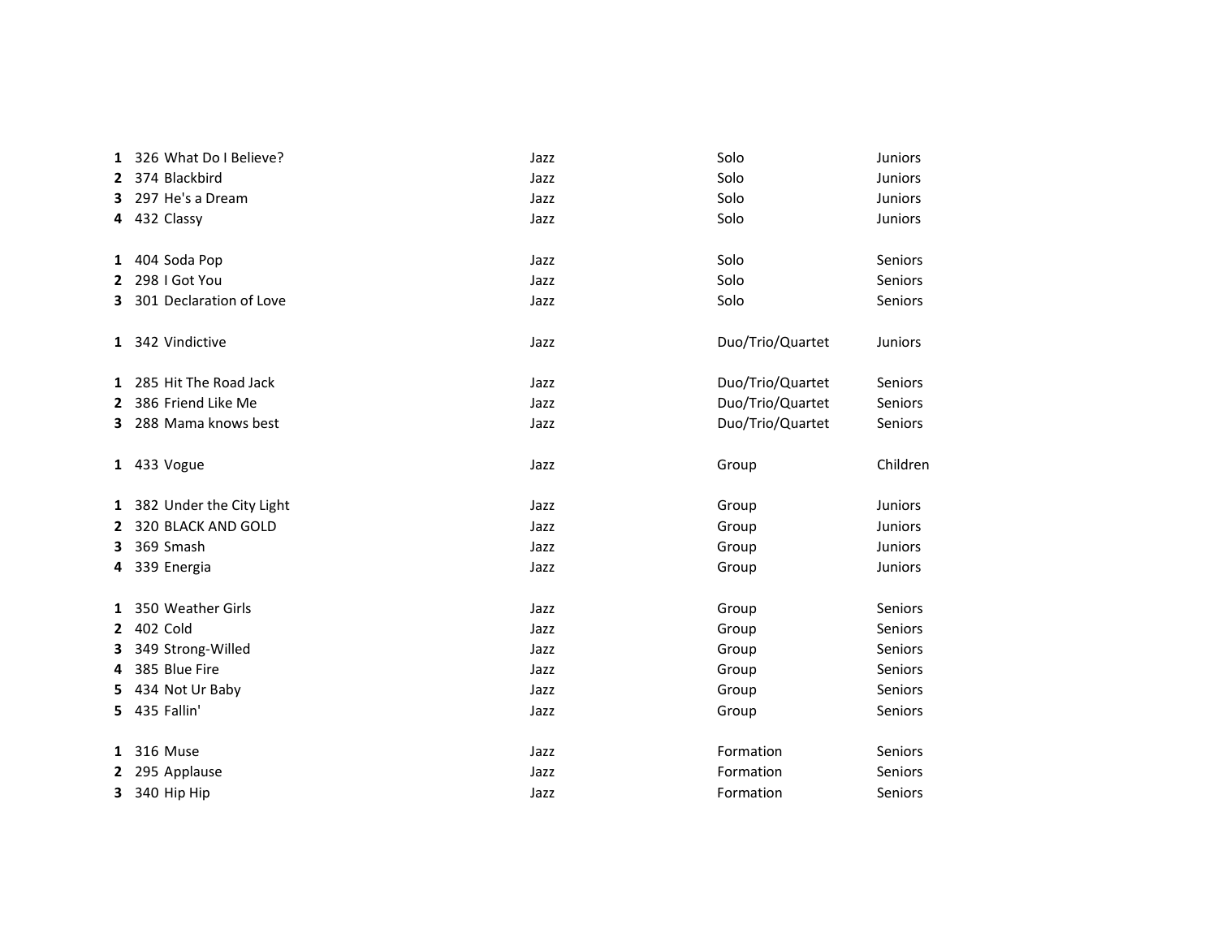| | | | | |
|---|---|---|---|---|
| **1** | 326 What Do I Believe? | Jazz | Solo | Juniors |
| **2** | 374 Blackbird | Jazz | Solo | Juniors |
| **3** | 297 He's a Dream | Jazz | Solo | Juniors |
| **4** | 432 Classy | Jazz | Solo | Juniors |
| | | | | |
| **1** | 404 Soda Pop | Jazz | Solo | Seniors |
| **2** | 298 I Got You | Jazz | Solo | Seniors |
| **3** | 301 Declaration of Love | Jazz | Solo | Seniors |
| | | | | |
| **1** | 342 Vindictive | Jazz | Duo/Trio/Quartet | Juniors |
| | | | | |
| **1** | 285 Hit The Road Jack | Jazz | Duo/Trio/Quartet | Seniors |
| **2** | 386 Friend Like Me | Jazz | Duo/Trio/Quartet | Seniors |
| **3** | 288 Mama knows best | Jazz | Duo/Trio/Quartet | Seniors |
| | | | | |
| **1** | 433 Vogue | Jazz | Group | Children |
| | | | | |
| **1** | 382 Under the City Light | Jazz | Group | Juniors |
| **2** | 320 BLACK AND GOLD | Jazz | Group | Juniors |
| **3** | 369 Smash | Jazz | Group | Juniors |
| **4** | 339 Energia | Jazz | Group | Juniors |
| | | | | |
| **1** | 350 Weather Girls | Jazz | Group | Seniors |
| **2** | 402 Cold | Jazz | Group | Seniors |
| **3** | 349 Strong-Willed | Jazz | Group | Seniors |
| **4** | 385 Blue Fire | Jazz | Group | Seniors |
| **5** | 434 Not Ur Baby | Jazz | Group | Seniors |
| **5** | 435 Fallin' | Jazz | Group | Seniors |
| | | | | |
| **1** | 316 Muse | Jazz | Formation | Seniors |
| **2** | 295 Applause | Jazz | Formation | Seniors |
| **3** | 340 Hip Hip | Jazz | Formation | Seniors |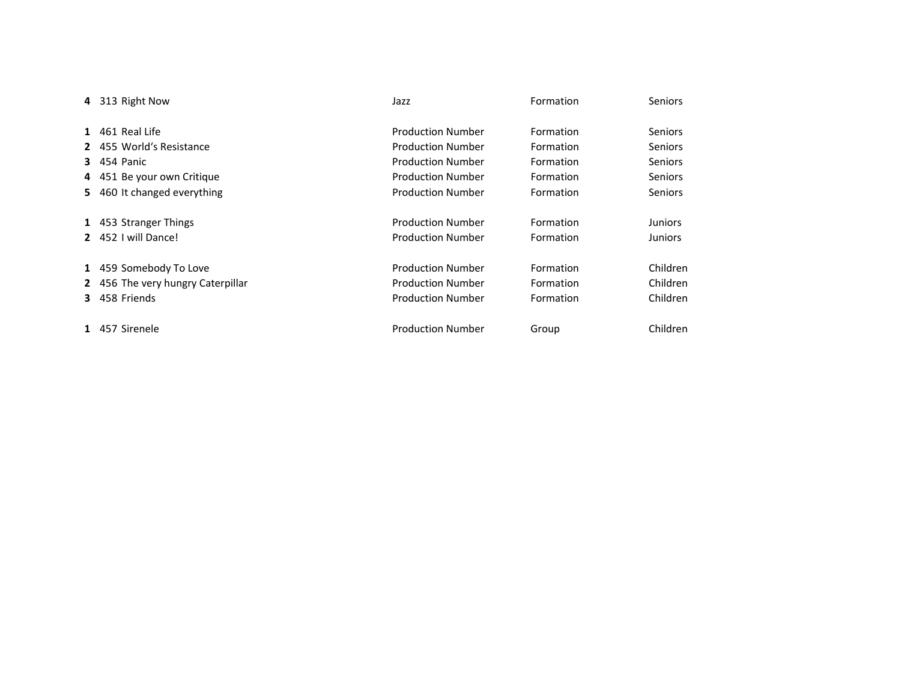| | | | | | |
|---|---|---|---|---|---|
| **4** | 313 | Right Now | Jazz | Formation | Seniors |
| | | | | | |
| **1** | 461 | Real Life | Production Number | Formation | Seniors |
| **2** | 455 | World's Resistance | Production Number | Formation | Seniors |
| **3** | 454 | Panic | Production Number | Formation | Seniors |
| **4** | 451 | Be your own Critique | Production Number | Formation | Seniors |
| **5** | 460 | It changed everything | Production Number | Formation | Seniors |
| | | | | | |
| **1** | 453 | Stranger Things | Production Number | Formation | Juniors |
| **2** | 452 | I will Dance! | Production Number | Formation | Juniors |
| | | | | | |
| **1** | 459 | Somebody To Love | Production Number | Formation | Children |
| **2** | 456 | The very hungry Caterpillar | Production Number | Formation | Children |
| **3** | 458 | Friends | Production Number | Formation | Children |
| | | | | | |
| **1** | 457 | Sirenele | Production Number | Group | Children |